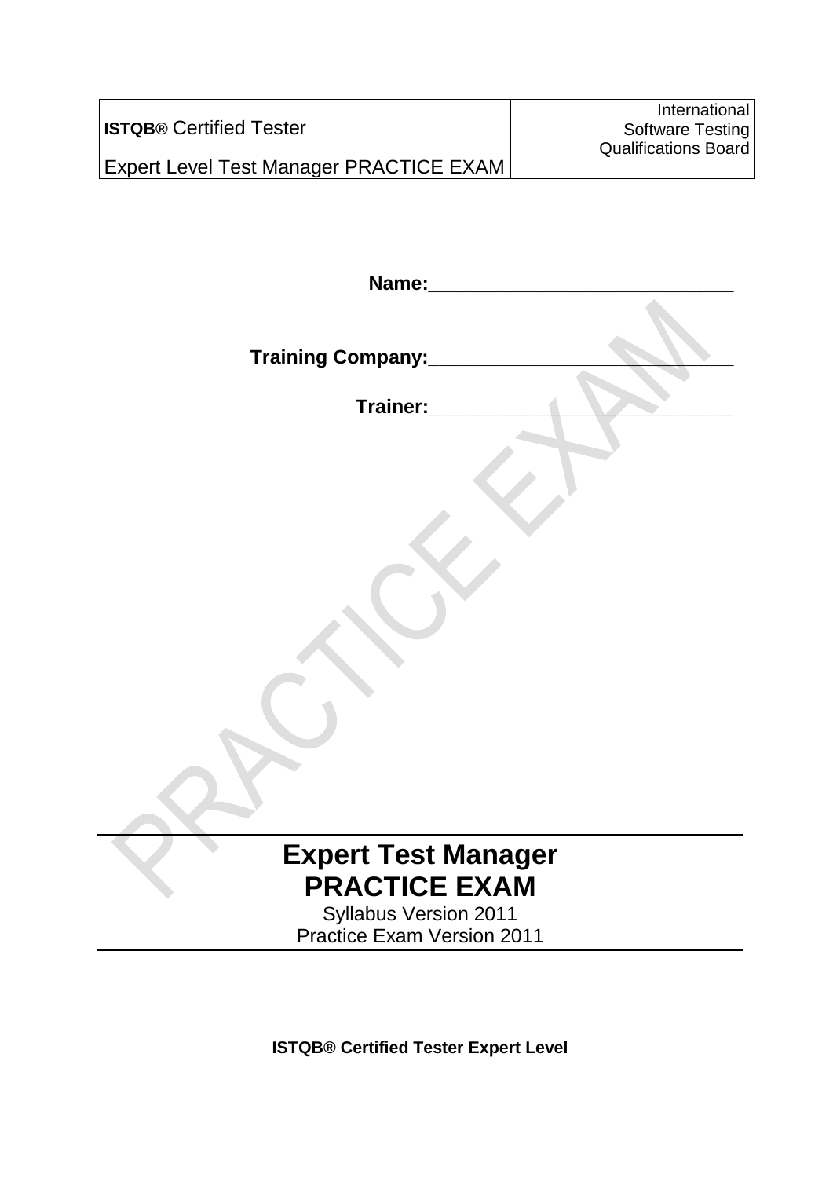| **ISTQB®** Certified Tester<br><br>Expert Level Test Manager PRACTICE EXAM | International<br>Software Testing<br>Qualifications Board |
| --- | --- |

**Name:**______________________________

**Training Company:**______________________________

**Trainer:**______________________________

# Expert Test Manager
# PRACTICE EXAM

Syllabus Version 2011

Practice Exam Version 2011

**ISTQB® Certified Tester Expert Level**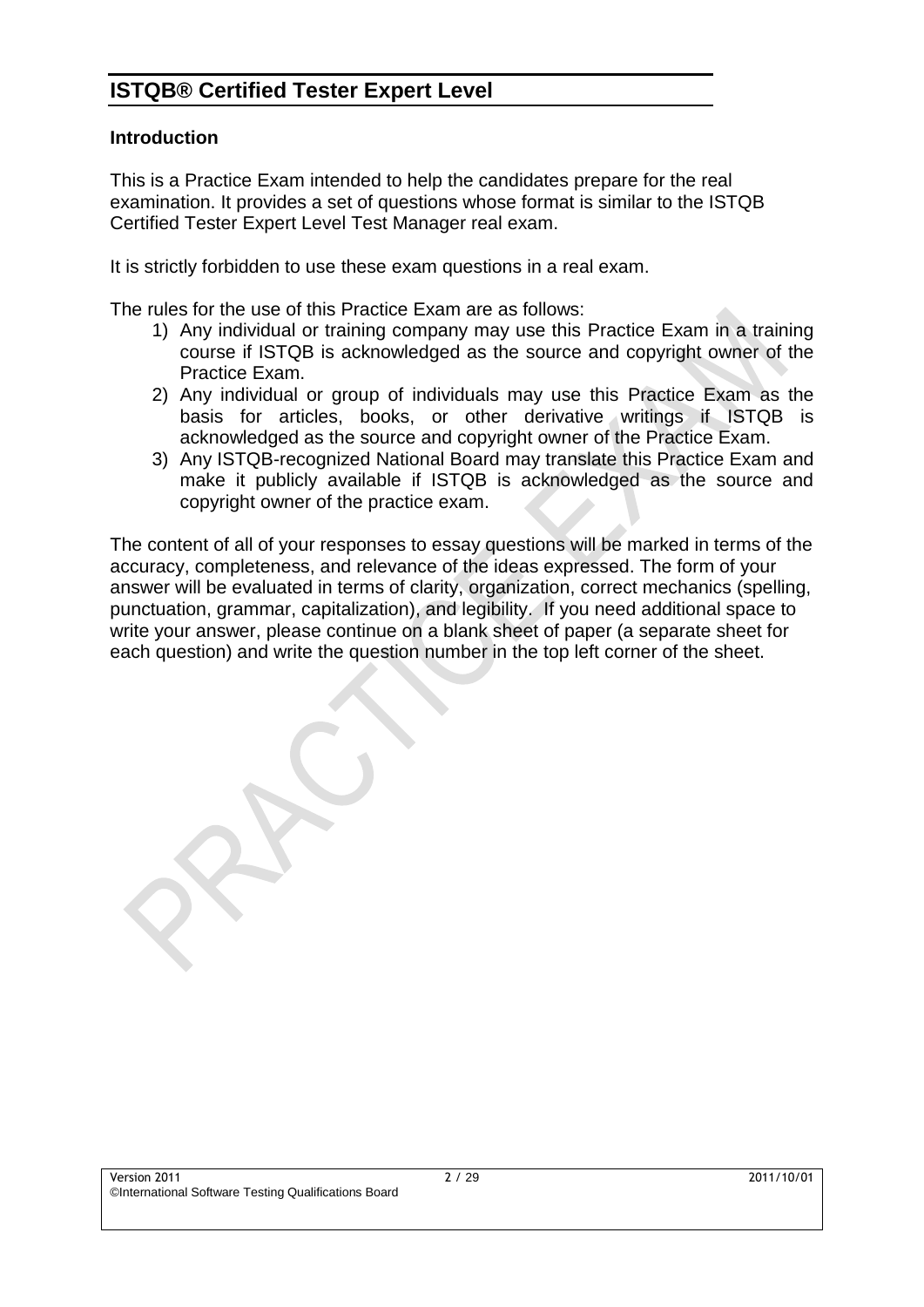# ISTQB® Certified Tester Expert Level

**Introduction**

This is a Practice Exam intended to help the candidates prepare for the real examination. It provides a set of questions whose format is similar to the ISTQB Certified Tester Expert Level Test Manager real exam.

It is strictly forbidden to use these exam questions in a real exam.

The rules for the use of this Practice Exam are as follows:

1) Any individual or training company may use this Practice Exam in a training course if ISTQB is acknowledged as the source and copyright owner of the Practice Exam.
2) Any individual or group of individuals may use this Practice Exam as the basis for articles, books, or other derivative writings if ISTQB is acknowledged as the source and copyright owner of the Practice Exam.
3) Any ISTQB-recognized National Board may translate this Practice Exam and make it publicly available if ISTQB is acknowledged as the source and copyright owner of the practice exam.

The content of all of your responses to essay questions will be marked in terms of the accuracy, completeness, and relevance of the ideas expressed. The form of your answer will be evaluated in terms of clarity, organization, correct mechanics (spelling, punctuation, grammar, capitalization), and legibility. If you need additional space to write your answer, please continue on a blank sheet of paper (a separate sheet for each question) and write the question number in the top left corner of the sheet.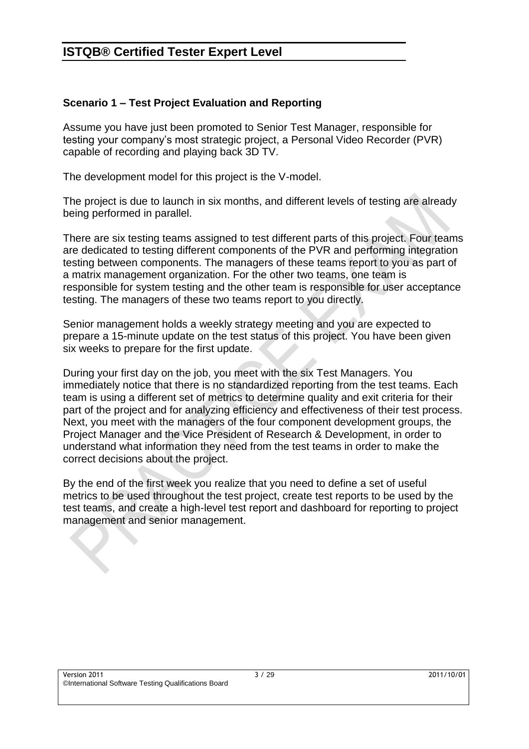### Scenario 1 – Test Project Evaluation and Reporting

Assume you have just been promoted to Senior Test Manager, responsible for testing your company's most strategic project, a Personal Video Recorder (PVR) capable of recording and playing back 3D TV.

The development model for this project is the V-model.

The project is due to launch in six months, and different levels of testing are already being performed in parallel.

There are six testing teams assigned to test different parts of this project. Four teams are dedicated to testing different components of the PVR and performing integration testing between components. The managers of these teams report to you as part of a matrix management organization. For the other two teams, one team is responsible for system testing and the other team is responsible for user acceptance testing. The managers of these two teams report to you directly.

Senior management holds a weekly strategy meeting and you are expected to prepare a 15-minute update on the test status of this project. You have been given six weeks to prepare for the first update.

During your first day on the job, you meet with the six Test Managers. You immediately notice that there is no standardized reporting from the test teams. Each team is using a different set of metrics to determine quality and exit criteria for their part of the project and for analyzing efficiency and effectiveness of their test process. Next, you meet with the managers of the four component development groups, the Project Manager and the Vice President of Research & Development, in order to understand what information they need from the test teams in order to make the correct decisions about the project.

By the end of the first week you realize that you need to define a set of useful metrics to be used throughout the test project, create test reports to be used by the test teams, and create a high-level test report and dashboard for reporting to project management and senior management.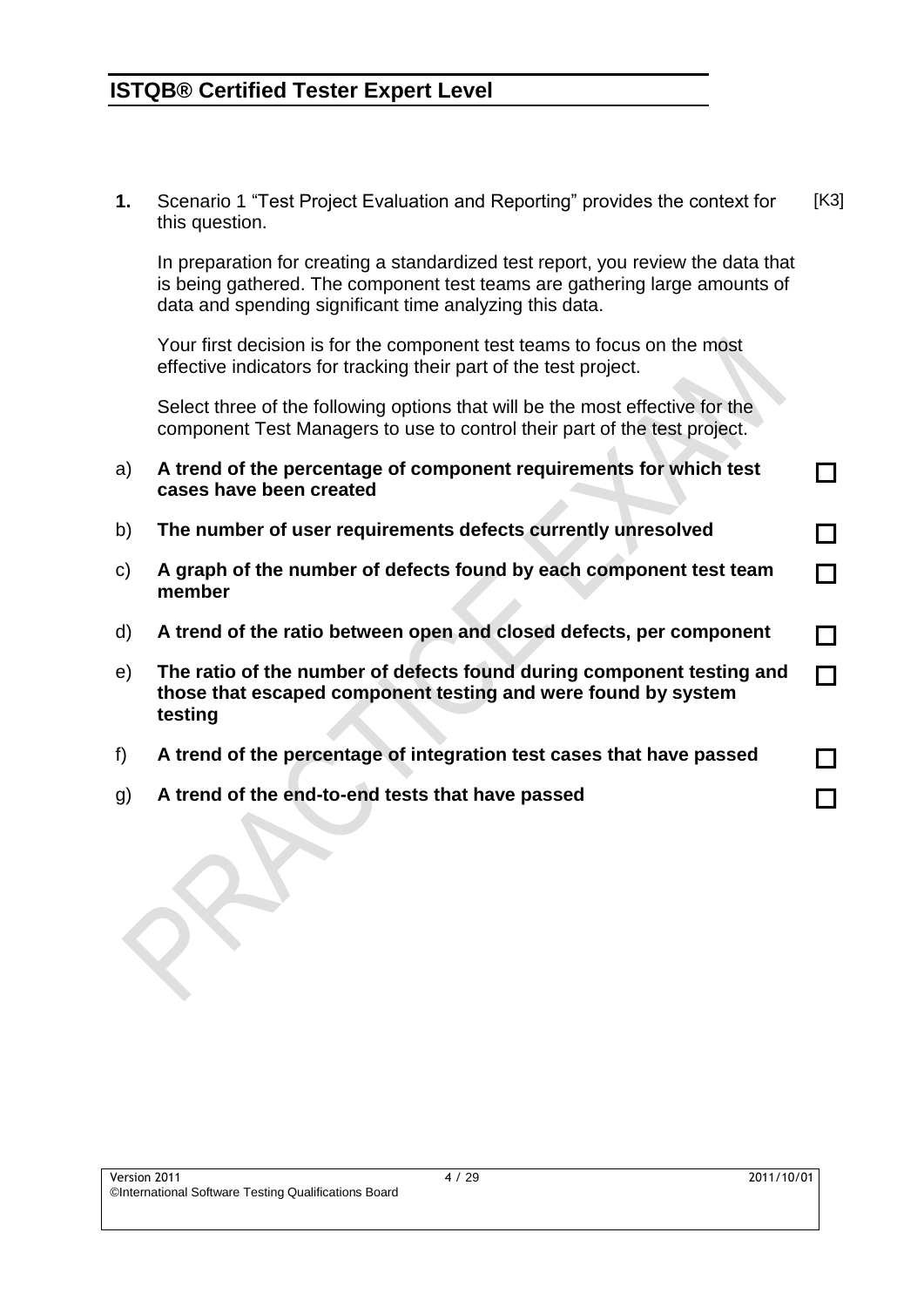**1.** Scenario 1 "Test Project Evaluation and Reporting" provides the context for this question. [K3]

In preparation for creating a standardized test report, you review the data that is being gathered. The component test teams are gathering large amounts of data and spending significant time analyzing this data.

Your first decision is for the component test teams to focus on the most effective indicators for tracking their part of the test project.

Select three of the following options that will be the most effective for the component Test Managers to use to control their part of the test project.

a) **A trend of the percentage of component requirements for which test cases have been created** ☐

b) **The number of user requirements defects currently unresolved** ☐

c) **A graph of the number of defects found by each component test team member** ☐

d) **A trend of the ratio between open and closed defects, per component** ☐

e) **The ratio of the number of defects found during component testing and those that escaped component testing and were found by system testing** ☐

f) **A trend of the percentage of integration test cases that have passed** ☐

g) **A trend of the end-to-end tests that have passed** ☐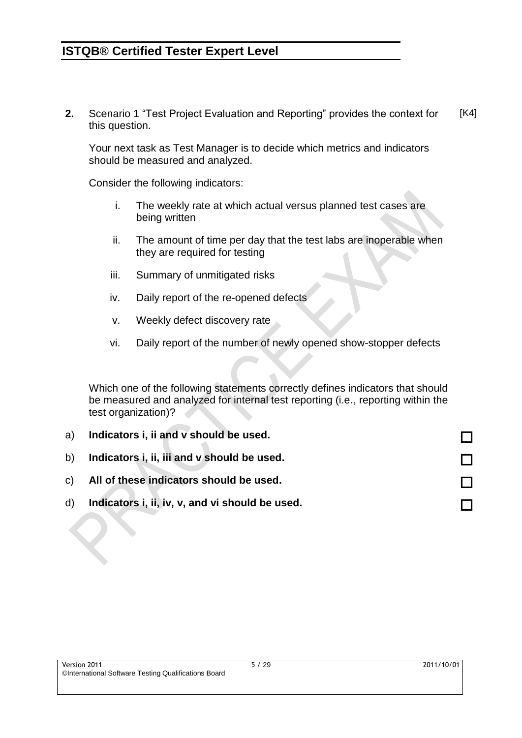**2.** Scenario 1 "Test Project Evaluation and Reporting" provides the context for this question. [K4]

Your next task as Test Manager is to decide which metrics and indicators should be measured and analyzed.

Consider the following indicators:

i. The weekly rate at which actual versus planned test cases are being written

ii. The amount of time per day that the test labs are inoperable when they are required for testing

iii. Summary of unmitigated risks

iv. Daily report of the re-opened defects

v. Weekly defect discovery rate

vi. Daily report of the number of newly opened show-stopper defects

Which one of the following statements correctly defines indicators that should be measured and analyzed for internal test reporting (i.e., reporting within the test organization)?

a) **Indicators i, ii and v should be used.** ☐

b) **Indicators i, ii, iii and v should be used.** ☐

c) **All of these indicators should be used.** ☐

d) **Indicators i, ii, iv, v, and vi should be used.** ☐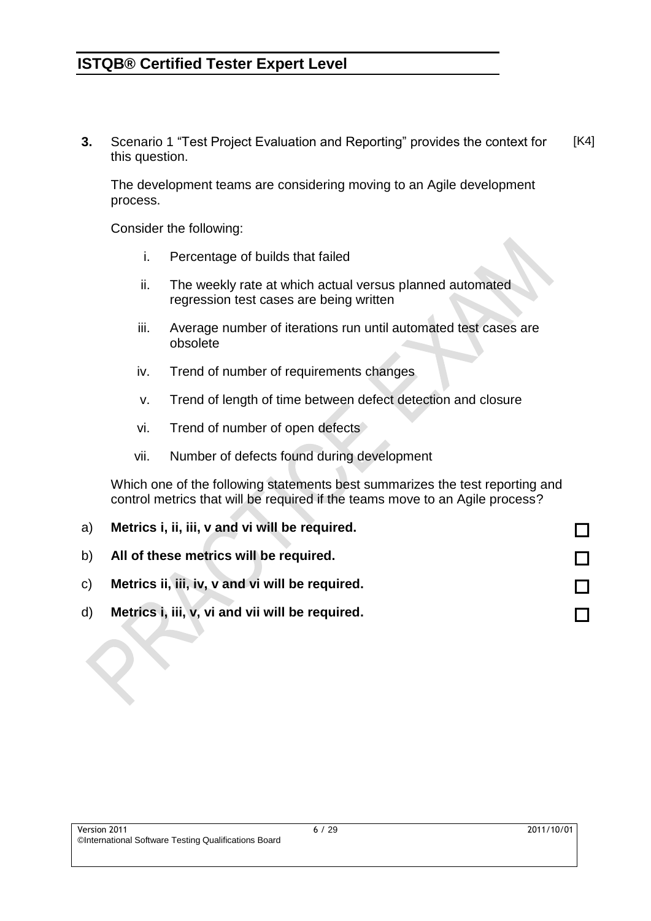**3.** Scenario 1 "Test Project Evaluation and Reporting" provides the context for this question. [K4]

The development teams are considering moving to an Agile development process.

Consider the following:

i. Percentage of builds that failed

ii. The weekly rate at which actual versus planned automated regression test cases are being written

iii. Average number of iterations run until automated test cases are obsolete

iv. Trend of number of requirements changes

v. Trend of length of time between defect detection and closure

vi. Trend of number of open defects

vii. Number of defects found during development

Which one of the following statements best summarizes the test reporting and control metrics that will be required if the teams move to an Agile process?

a) **Metrics i, ii, iii, v and vi will be required.** ☐

b) **All of these metrics will be required.** ☐

c) **Metrics ii, iii, iv, v and vi will be required.** ☐

d) **Metrics i, iii, v, vi and vii will be required.** ☐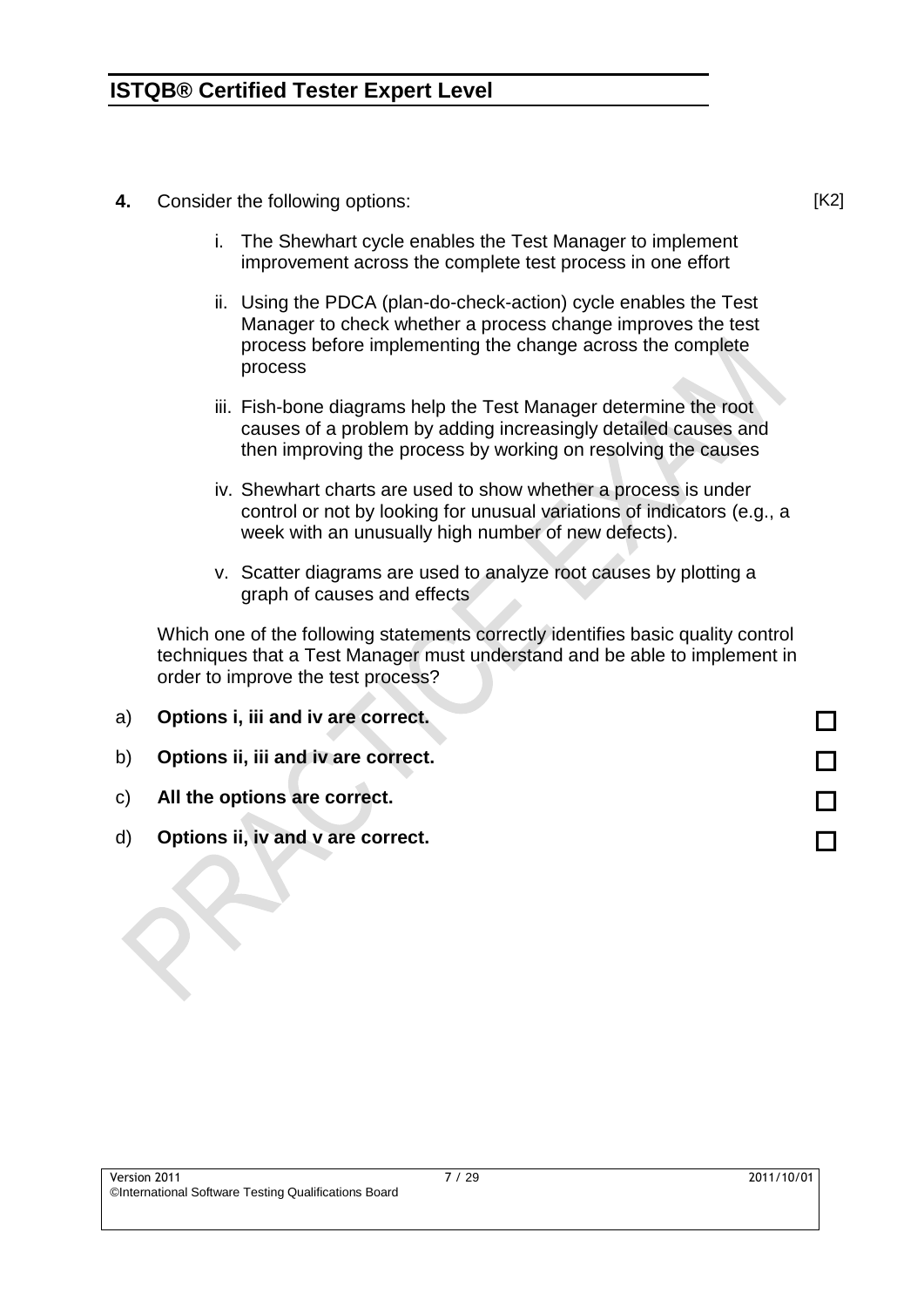**4.** Consider the following options: [K2]

i. The Shewhart cycle enables the Test Manager to implement improvement across the complete test process in one effort

ii. Using the PDCA (plan-do-check-action) cycle enables the Test Manager to check whether a process change improves the test process before implementing the change across the complete process

iii. Fish-bone diagrams help the Test Manager determine the root causes of a problem by adding increasingly detailed causes and then improving the process by working on resolving the causes

iv. Shewhart charts are used to show whether a process is under control or not by looking for unusual variations of indicators (e.g., a week with an unusually high number of new defects).

v. Scatter diagrams are used to analyze root causes by plotting a graph of causes and effects

Which one of the following statements correctly identifies basic quality control techniques that a Test Manager must understand and be able to implement in order to improve the test process?

a) **Options i, iii and iv are correct.** ☐

b) **Options ii, iii and iv are correct.** ☐

c) **All the options are correct.** ☐

d) **Options ii, iv and v are correct.** ☐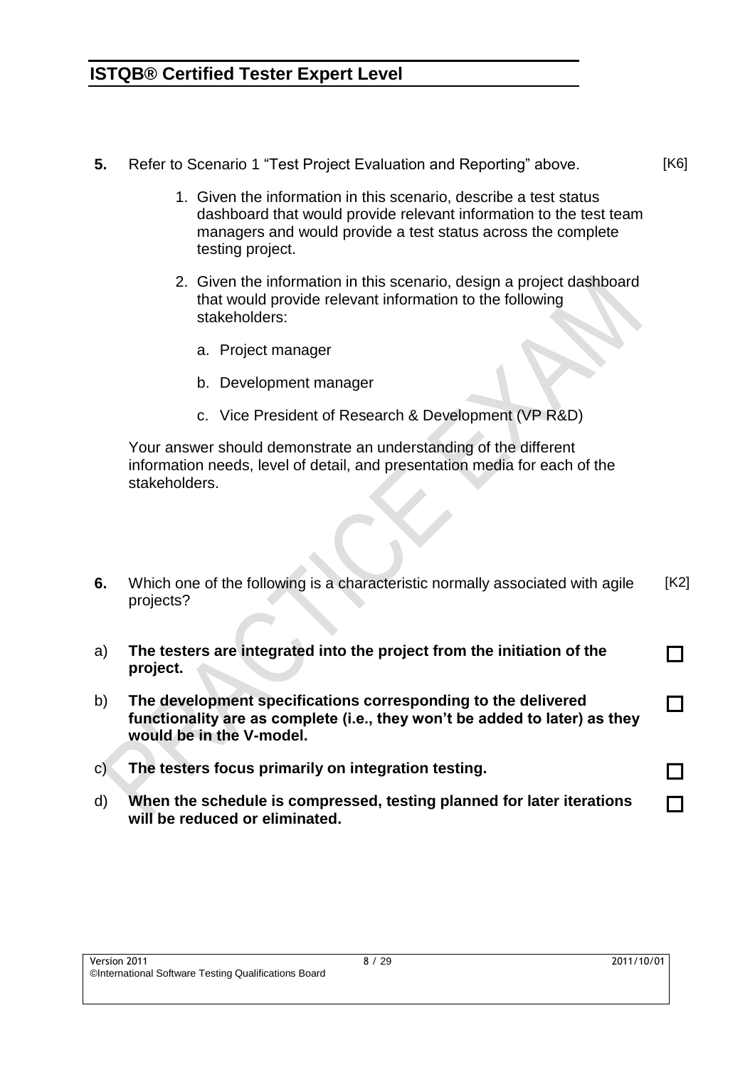**5.** Refer to Scenario 1 "Test Project Evaluation and Reporting" above. [K6]

1. Given the information in this scenario, describe a test status dashboard that would provide relevant information to the test team managers and would provide a test status across the complete testing project.
2. Given the information in this scenario, design a project dashboard that would provide relevant information to the following stakeholders:
   a. Project manager
   b. Development manager
   c. Vice President of Research & Development (VP R&D)

Your answer should demonstrate an understanding of the different information needs, level of detail, and presentation media for each of the stakeholders.

**6.** Which one of the following is a characteristic normally associated with agile projects? [K2]

a) **The testers are integrated into the project from the initiation of the project.** ☐

b) **The development specifications corresponding to the delivered functionality are as complete (i.e., they won't be added to later) as they would be in the V-model.** ☐

c) **The testers focus primarily on integration testing.** ☐

d) **When the schedule is compressed, testing planned for later iterations will be reduced or eliminated.** ☐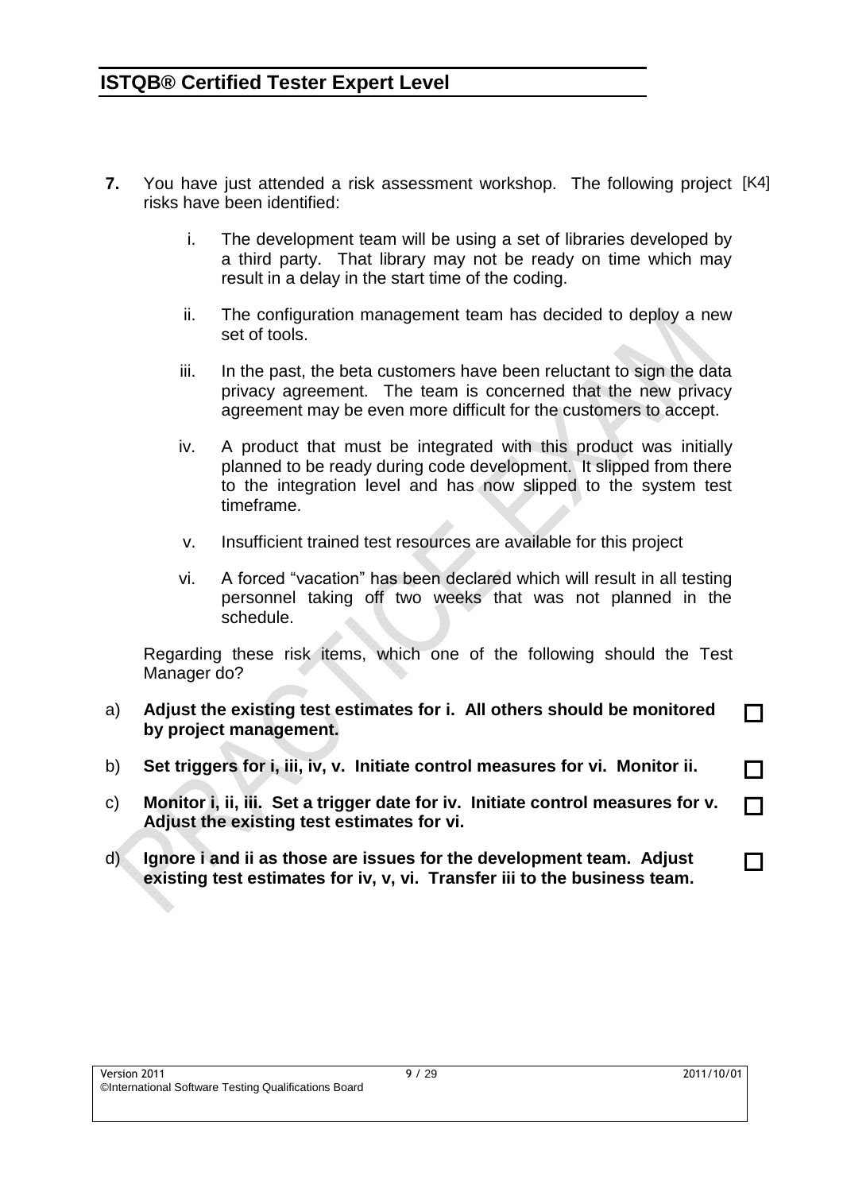**7.** You have just attended a risk assessment workshop. The following project risks have been identified: [K4]

i. The development team will be using a set of libraries developed by a third party. That library may not be ready on time which may result in a delay in the start time of the coding.

ii. The configuration management team has decided to deploy a new set of tools.

iii. In the past, the beta customers have been reluctant to sign the data privacy agreement. The team is concerned that the new privacy agreement may be even more difficult for the customers to accept.

iv. A product that must be integrated with this product was initially planned to be ready during code development. It slipped from there to the integration level and has now slipped to the system test timeframe.

v. Insufficient trained test resources are available for this project

vi. A forced "vacation" has been declared which will result in all testing personnel taking off two weeks that was not planned in the schedule.

Regarding these risk items, which one of the following should the Test Manager do?

a) **Adjust the existing test estimates for i. All others should be monitored by project management.** ☐

b) **Set triggers for i, iii, iv, v. Initiate control measures for vi. Monitor ii.** ☐

c) **Monitor i, ii, iii. Set a trigger date for iv. Initiate control measures for v. Adjust the existing test estimates for vi.** ☐

d) **Ignore i and ii as those are issues for the development team. Adjust existing test estimates for iv, v, vi. Transfer iii to the business team.** ☐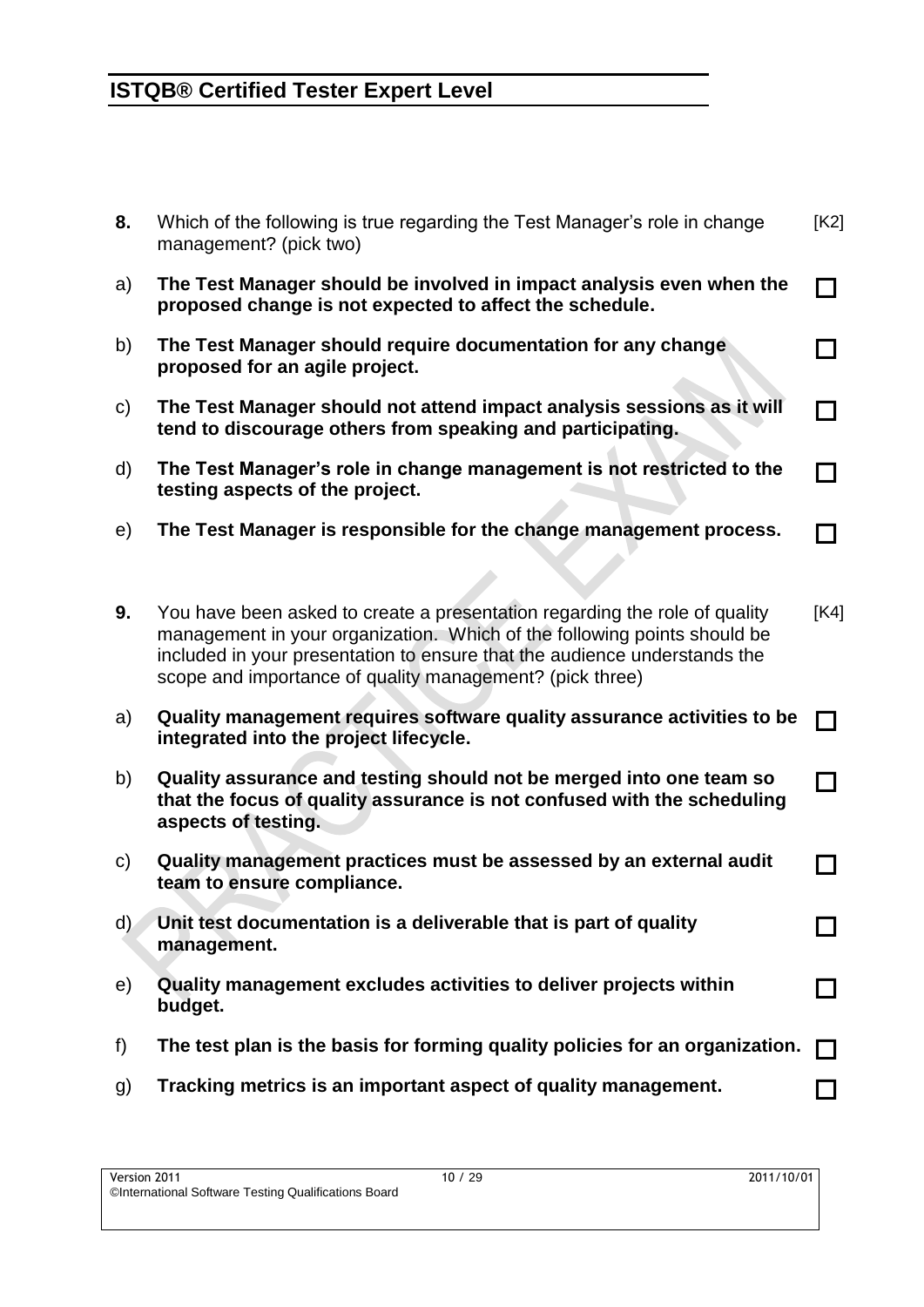**8.** Which of the following is true regarding the Test Manager's role in change management? (pick two) [K2]

a) **The Test Manager should be involved in impact analysis even when the proposed change is not expected to affect the schedule.** ☐

b) **The Test Manager should require documentation for any change proposed for an agile project.** ☐

c) **The Test Manager should not attend impact analysis sessions as it will tend to discourage others from speaking and participating.** ☐

d) **The Test Manager's role in change management is not restricted to the testing aspects of the project.** ☐

e) **The Test Manager is responsible for the change management process.** ☐

**9.** You have been asked to create a presentation regarding the role of quality management in your organization. Which of the following points should be included in your presentation to ensure that the audience understands the scope and importance of quality management? (pick three) [K4]

a) **Quality management requires software quality assurance activities to be integrated into the project lifecycle.** ☐

b) **Quality assurance and testing should not be merged into one team so that the focus of quality assurance is not confused with the scheduling aspects of testing.** ☐

c) **Quality management practices must be assessed by an external audit team to ensure compliance.** ☐

d) **Unit test documentation is a deliverable that is part of quality management.** ☐

e) **Quality management excludes activities to deliver projects within budget.** ☐

f) **The test plan is the basis for forming quality policies for an organization.** ☐

g) **Tracking metrics is an important aspect of quality management.** ☐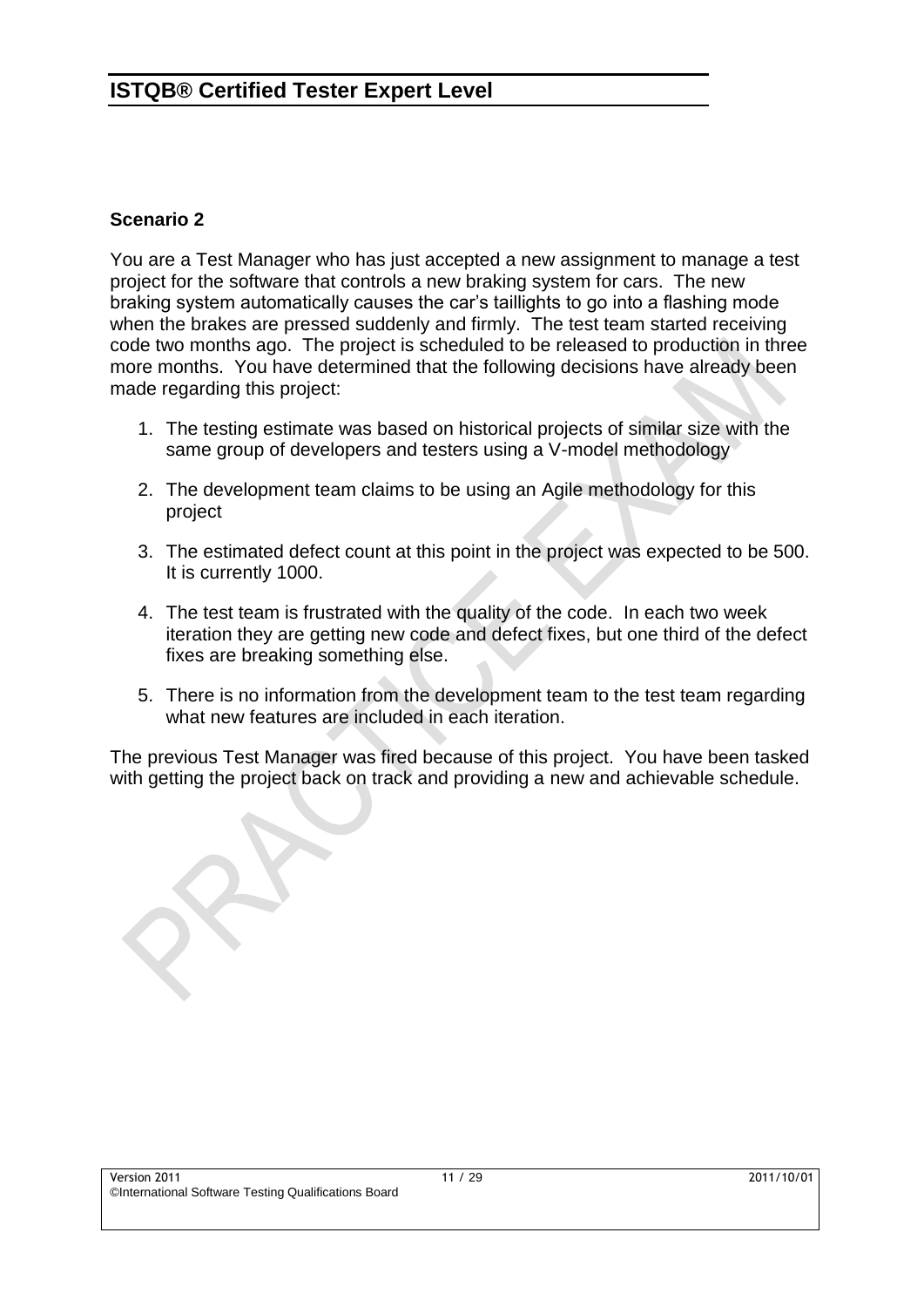**Scenario 2**

You are a Test Manager who has just accepted a new assignment to manage a test project for the software that controls a new braking system for cars. The new braking system automatically causes the car's taillights to go into a flashing mode when the brakes are pressed suddenly and firmly. The test team started receiving code two months ago. The project is scheduled to be released to production in three more months. You have determined that the following decisions have already been made regarding this project:

1. The testing estimate was based on historical projects of similar size with the same group of developers and testers using a V-model methodology

2. The development team claims to be using an Agile methodology for this project

3. The estimated defect count at this point in the project was expected to be 500. It is currently 1000.

4. The test team is frustrated with the quality of the code. In each two week iteration they are getting new code and defect fixes, but one third of the defect fixes are breaking something else.

5. There is no information from the development team to the test team regarding what new features are included in each iteration.

The previous Test Manager was fired because of this project. You have been tasked with getting the project back on track and providing a new and achievable schedule.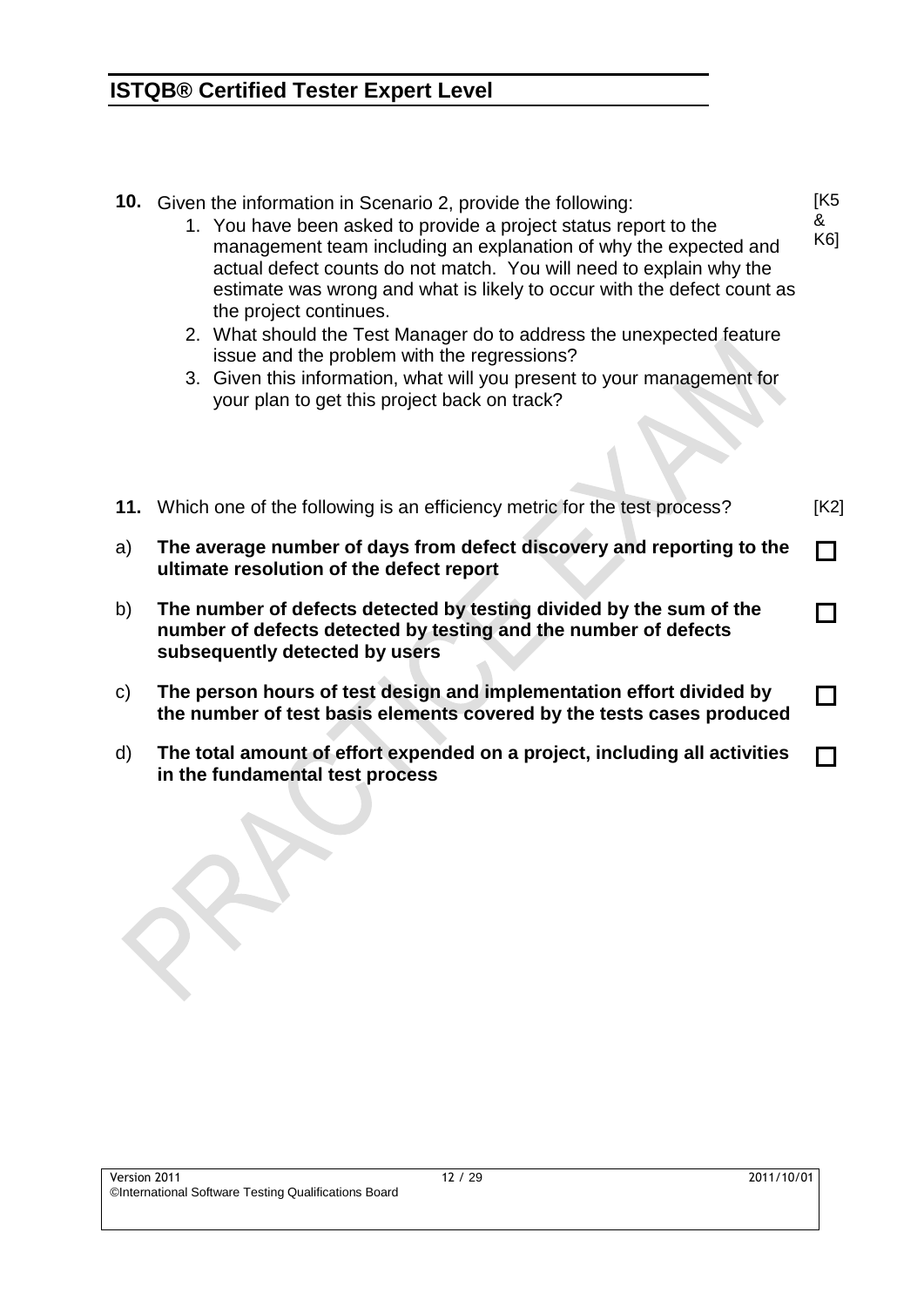**10.** Given the information in Scenario 2, provide the following: [K5 & K6]

1. You have been asked to provide a project status report to the management team including an explanation of why the expected and actual defect counts do not match. You will need to explain why the estimate was wrong and what is likely to occur with the defect count as the project continues.
2. What should the Test Manager do to address the unexpected feature issue and the problem with the regressions?
3. Given this information, what will you present to your management for your plan to get this project back on track?

**11.** Which one of the following is an efficiency metric for the test process? [K2]

a) **The average number of days from defect discovery and reporting to the ultimate resolution of the defect report** ☐

b) **The number of defects detected by testing divided by the sum of the number of defects detected by testing and the number of defects subsequently detected by users** ☐

c) **The person hours of test design and implementation effort divided by the number of test basis elements covered by the tests cases produced** ☐

d) **The total amount of effort expended on a project, including all activities in the fundamental test process** ☐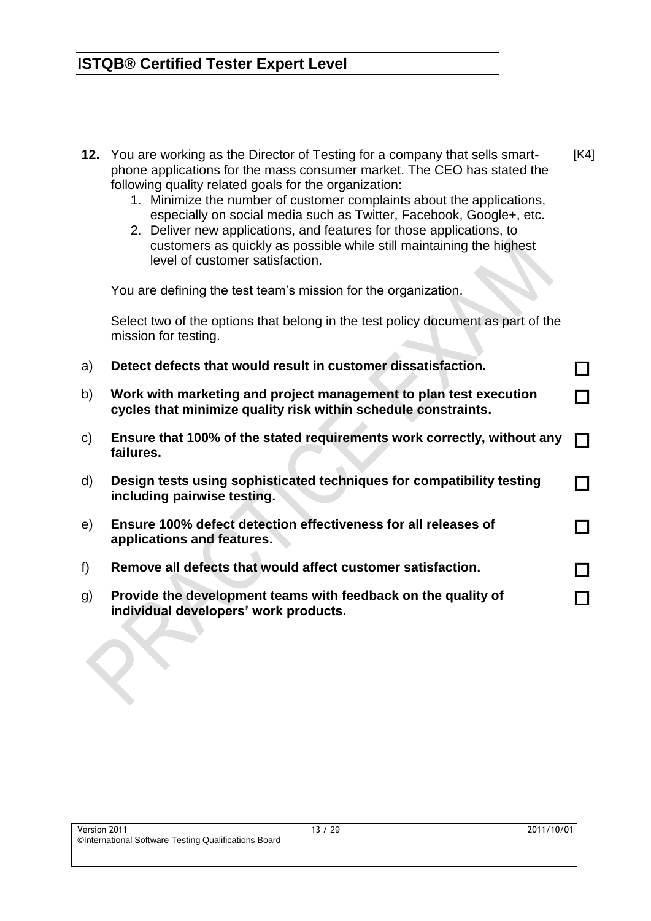**12.** You are working as the Director of Testing for a company that sells smart-phone applications for the mass consumer market. The CEO has stated the following quality related goals for the organization: [K4]

1. Minimize the number of customer complaints about the applications, especially on social media such as Twitter, Facebook, Google+, etc.
2. Deliver new applications, and features for those applications, to customers as quickly as possible while still maintaining the highest level of customer satisfaction.

You are defining the test team's mission for the organization.

Select two of the options that belong in the test policy document as part of the mission for testing.

a) **Detect defects that would result in customer dissatisfaction.** ☐

b) **Work with marketing and project management to plan test execution cycles that minimize quality risk within schedule constraints.** ☐

c) **Ensure that 100% of the stated requirements work correctly, without any failures.** ☐

d) **Design tests using sophisticated techniques for compatibility testing including pairwise testing.** ☐

e) **Ensure 100% defect detection effectiveness for all releases of applications and features.** ☐

f) **Remove all defects that would affect customer satisfaction.** ☐

g) **Provide the development teams with feedback on the quality of individual developers' work products.** ☐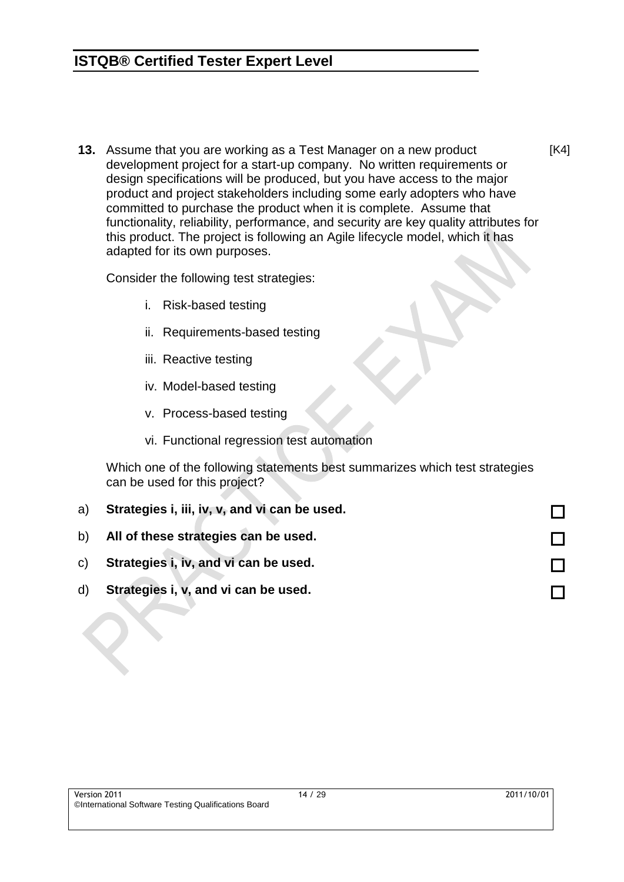**13.** Assume that you are working as a Test Manager on a new product development project for a start-up company. No written requirements or design specifications will be produced, but you have access to the major product and project stakeholders including some early adopters who have committed to purchase the product when it is complete. Assume that functionality, reliability, performance, and security are key quality attributes for this product. The project is following an Agile lifecycle model, which it has adapted for its own purposes. [K4]

Consider the following test strategies:

i. Risk-based testing

ii. Requirements-based testing

iii. Reactive testing

iv. Model-based testing

v. Process-based testing

vi. Functional regression test automation

Which one of the following statements best summarizes which test strategies can be used for this project?

a) **Strategies i, iii, iv, v, and vi can be used.** ☐

b) **All of these strategies can be used.** ☐

c) **Strategies i, iv, and vi can be used.** ☐

d) **Strategies i, v, and vi can be used.** ☐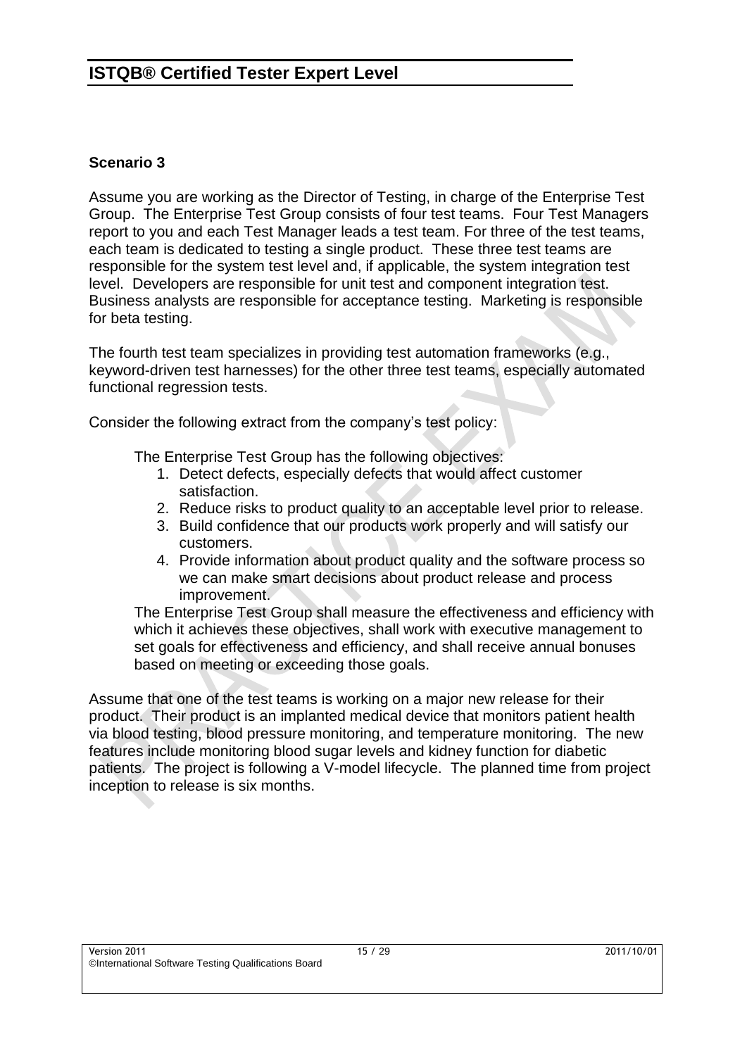**Scenario 3**

Assume you are working as the Director of Testing, in charge of the Enterprise Test Group. The Enterprise Test Group consists of four test teams. Four Test Managers report to you and each Test Manager leads a test team. For three of the test teams, each team is dedicated to testing a single product. These three test teams are responsible for the system test level and, if applicable, the system integration test level. Developers are responsible for unit test and component integration test. Business analysts are responsible for acceptance testing. Marketing is responsible for beta testing.

The fourth test team specializes in providing test automation frameworks (e.g., keyword-driven test harnesses) for the other three test teams, especially automated functional regression tests.

Consider the following extract from the company's test policy:

> The Enterprise Test Group has the following objectives:
>
> 1. Detect defects, especially defects that would affect customer satisfaction.
> 2. Reduce risks to product quality to an acceptable level prior to release.
> 3. Build confidence that our products work properly and will satisfy our customers.
> 4. Provide information about product quality and the software process so we can make smart decisions about product release and process improvement.
>
> The Enterprise Test Group shall measure the effectiveness and efficiency with which it achieves these objectives, shall work with executive management to set goals for effectiveness and efficiency, and shall receive annual bonuses based on meeting or exceeding those goals.

Assume that one of the test teams is working on a major new release for their product. Their product is an implanted medical device that monitors patient health via blood testing, blood pressure monitoring, and temperature monitoring. The new features include monitoring blood sugar levels and kidney function for diabetic patients. The project is following a V-model lifecycle. The planned time from project inception to release is six months.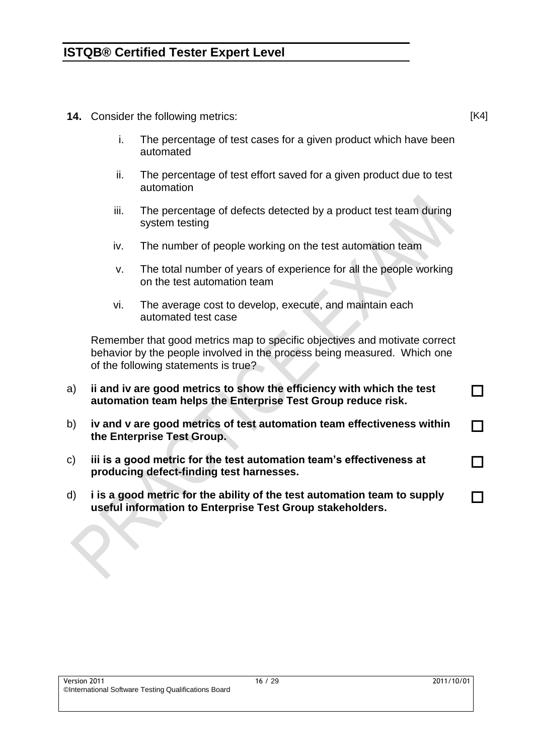**14.** Consider the following metrics: [K4]

i. The percentage of test cases for a given product which have been automated

ii. The percentage of test effort saved for a given product due to test automation

iii. The percentage of defects detected by a product test team during system testing

iv. The number of people working on the test automation team

v. The total number of years of experience for all the people working on the test automation team

vi. The average cost to develop, execute, and maintain each automated test case

Remember that good metrics map to specific objectives and motivate correct behavior by the people involved in the process being measured. Which one of the following statements is true?

a) **ii and iv are good metrics to show the efficiency with which the test automation team helps the Enterprise Test Group reduce risk.** ☐

b) **iv and v are good metrics of test automation team effectiveness within the Enterprise Test Group.** ☐

c) **iii is a good metric for the test automation team's effectiveness at producing defect-finding test harnesses.** ☐

d) **i is a good metric for the ability of the test automation team to supply useful information to Enterprise Test Group stakeholders.** ☐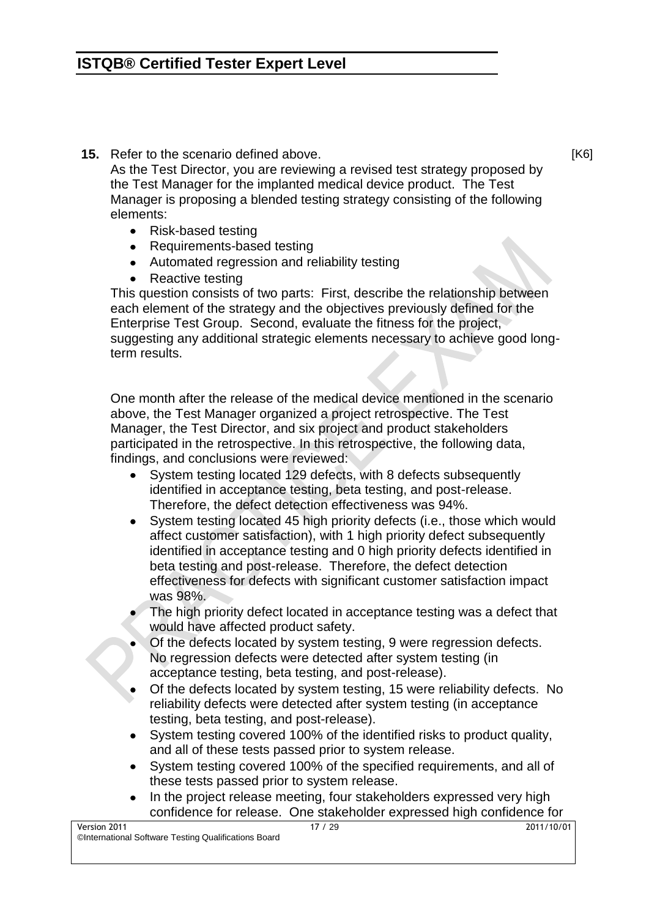**15.** Refer to the scenario defined above. [K6]

As the Test Director, you are reviewing a revised test strategy proposed by the Test Manager for the implanted medical device product. The Test Manager is proposing a blended testing strategy consisting of the following elements:

- Risk-based testing
- Requirements-based testing
- Automated regression and reliability testing
- Reactive testing

This question consists of two parts: First, describe the relationship between each element of the strategy and the objectives previously defined for the Enterprise Test Group. Second, evaluate the fitness for the project, suggesting any additional strategic elements necessary to achieve good long-term results.

One month after the release of the medical device mentioned in the scenario above, the Test Manager organized a project retrospective. The Test Manager, the Test Director, and six project and product stakeholders participated in the retrospective. In this retrospective, the following data, findings, and conclusions were reviewed:

- System testing located 129 defects, with 8 defects subsequently identified in acceptance testing, beta testing, and post-release. Therefore, the defect detection effectiveness was 94%.
- System testing located 45 high priority defects (i.e., those which would affect customer satisfaction), with 1 high priority defect subsequently identified in acceptance testing and 0 high priority defects identified in beta testing and post-release. Therefore, the defect detection effectiveness for defects with significant customer satisfaction impact was 98%.
- The high priority defect located in acceptance testing was a defect that would have affected product safety.
- Of the defects located by system testing, 9 were regression defects. No regression defects were detected after system testing (in acceptance testing, beta testing, and post-release).
- Of the defects located by system testing, 15 were reliability defects. No reliability defects were detected after system testing (in acceptance testing, beta testing, and post-release).
- System testing covered 100% of the identified risks to product quality, and all of these tests passed prior to system release.
- System testing covered 100% of the specified requirements, and all of these tests passed prior to system release.
- In the project release meeting, four stakeholders expressed very high confidence for release. One stakeholder expressed high confidence for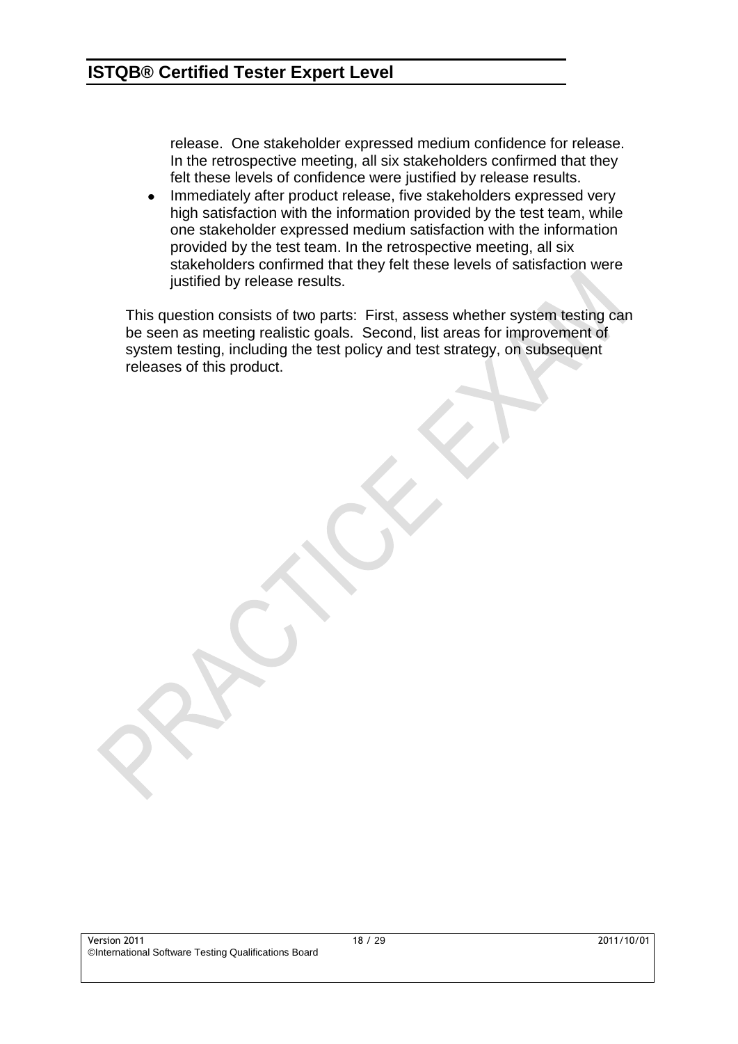release. One stakeholder expressed medium confidence for release. In the retrospective meeting, all six stakeholders confirmed that they felt these levels of confidence were justified by release results.

- Immediately after product release, five stakeholders expressed very high satisfaction with the information provided by the test team, while one stakeholder expressed medium satisfaction with the information provided by the test team. In the retrospective meeting, all six stakeholders confirmed that they felt these levels of satisfaction were justified by release results.

This question consists of two parts: First, assess whether system testing can be seen as meeting realistic goals. Second, list areas for improvement of system testing, including the test policy and test strategy, on subsequent releases of this product.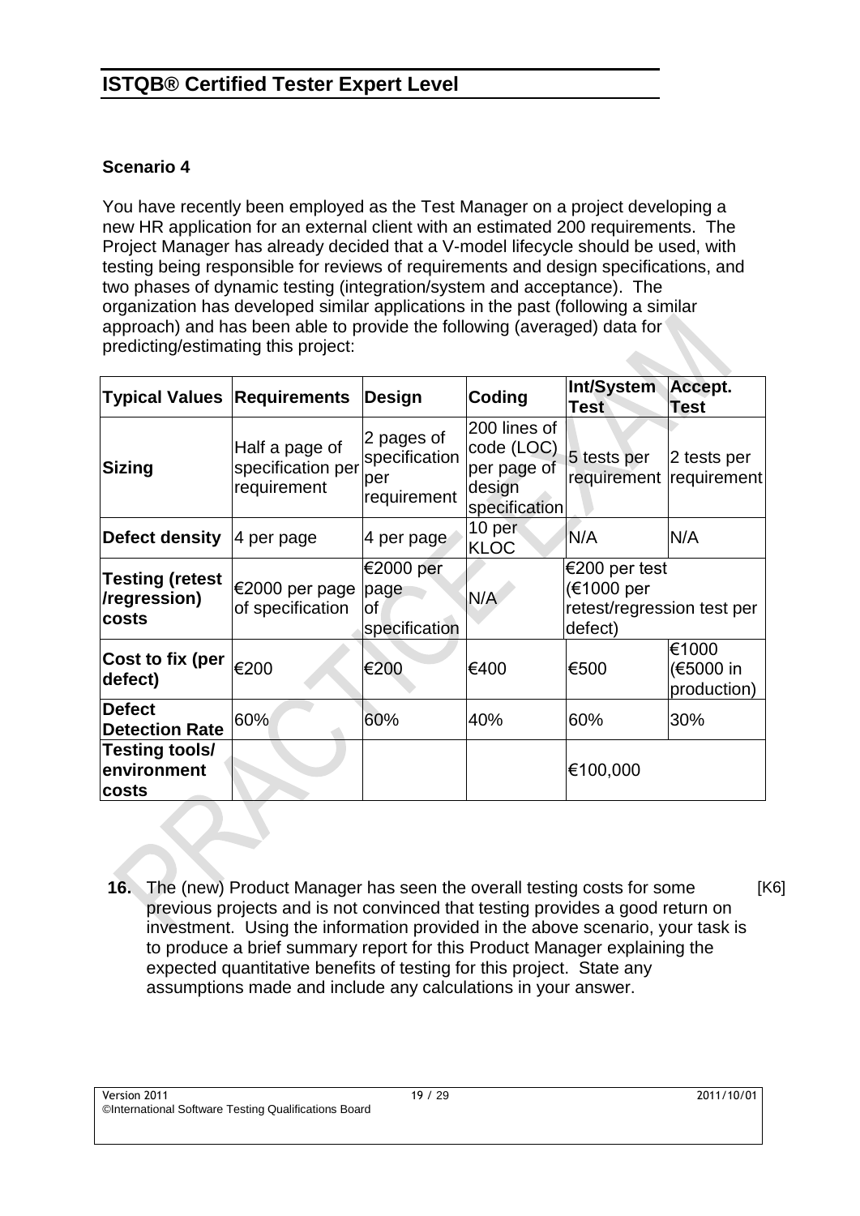## Scenario 4

You have recently been employed as the Test Manager on a project developing a new HR application for an external client with an estimated 200 requirements. The Project Manager has already decided that a V-model lifecycle should be used, with testing being responsible for reviews of requirements and design specifications, and two phases of dynamic testing (integration/system and acceptance). The organization has developed similar applications in the past (following a similar approach) and has been able to provide the following (averaged) data for predicting/estimating this project:

| Typical Values | Requirements | Design | Coding | Int/System Test | Accept. Test |
|---|---|---|---|---|---|
| **Sizing** | Half a page of specification per requirement | 2 pages of specification per requirement | 200 lines of code (LOC) per page of design specification | 5 tests per requirement | 2 tests per requirement |
| **Defect density** | 4 per page | 4 per page | 10 per KLOC | N/A | N/A |
| **Testing (retest /regression) costs** | €2000 per page of specification | €2000 per page of specification | N/A | €200 per test (€1000 per retest/regression test per defect) | |
| **Cost to fix (per defect)** | €200 | €200 | €400 | €500 | €1000 (€5000 in production) |
| **Defect Detection Rate** | 60% | 60% | 40% | 60% | 30% |
| **Testing tools/ environment costs** | | | | €100,000 | |

**16.** The (new) Product Manager has seen the overall testing costs for some previous projects and is not convinced that testing provides a good return on investment. Using the information provided in the above scenario, your task is to produce a brief summary report for this Product Manager explaining the expected quantitative benefits of testing for this project. State any assumptions made and include any calculations in your answer. [K6]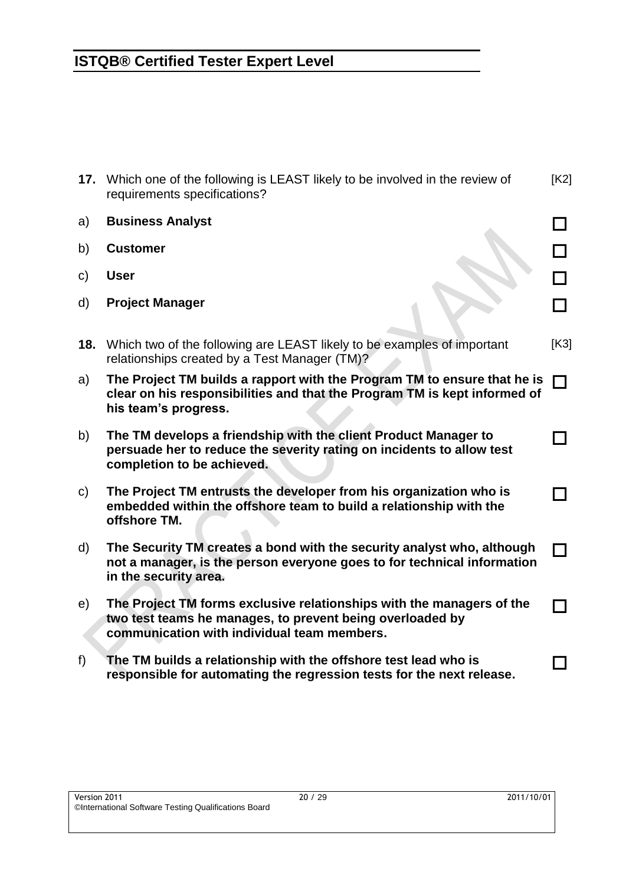**17.** Which one of the following is LEAST likely to be involved in the review of requirements specifications? [K2]

a) **Business Analyst** ☐

b) **Customer** ☐

c) **User** ☐

d) **Project Manager** ☐

**18.** Which two of the following are LEAST likely to be examples of important relationships created by a Test Manager (TM)? [K3]

a) **The Project TM builds a rapport with the Program TM to ensure that he is clear on his responsibilities and that the Program TM is kept informed of his team's progress.** ☐

b) **The TM develops a friendship with the client Product Manager to persuade her to reduce the severity rating on incidents to allow test completion to be achieved.** ☐

c) **The Project TM entrusts the developer from his organization who is embedded within the offshore team to build a relationship with the offshore TM.** ☐

d) **The Security TM creates a bond with the security analyst who, although not a manager, is the person everyone goes to for technical information in the security area.** ☐

e) **The Project TM forms exclusive relationships with the managers of the two test teams he manages, to prevent being overloaded by communication with individual team members.** ☐

f) **The TM builds a relationship with the offshore test lead who is responsible for automating the regression tests for the next release.** ☐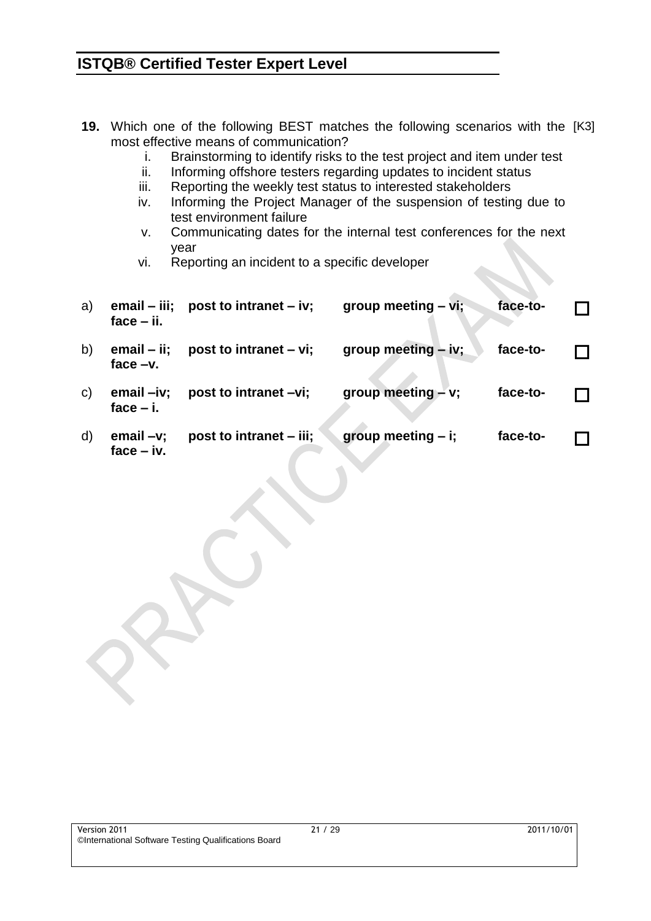**19.** Which one of the following BEST matches the following scenarios with the most effective means of communication? [K3]

i. Brainstorming to identify risks to the test project and item under test
ii. Informing offshore testers regarding updates to incident status
iii. Reporting the weekly test status to interested stakeholders
iv. Informing the Project Manager of the suspension of testing due to test environment failure
v. Communicating dates for the internal test conferences for the next year
vi. Reporting an incident to a specific developer

a) **email – iii; post to intranet – iv; group meeting – vi; face-to-face – ii.** ☐

b) **email – ii; post to intranet – vi; group meeting – iv; face-to-face –v.** ☐

c) **email –iv; post to intranet –vi; group meeting – v; face-to-face – i.** ☐

d) **email –v; post to intranet – iii; group meeting – i; face-to-face – iv.** ☐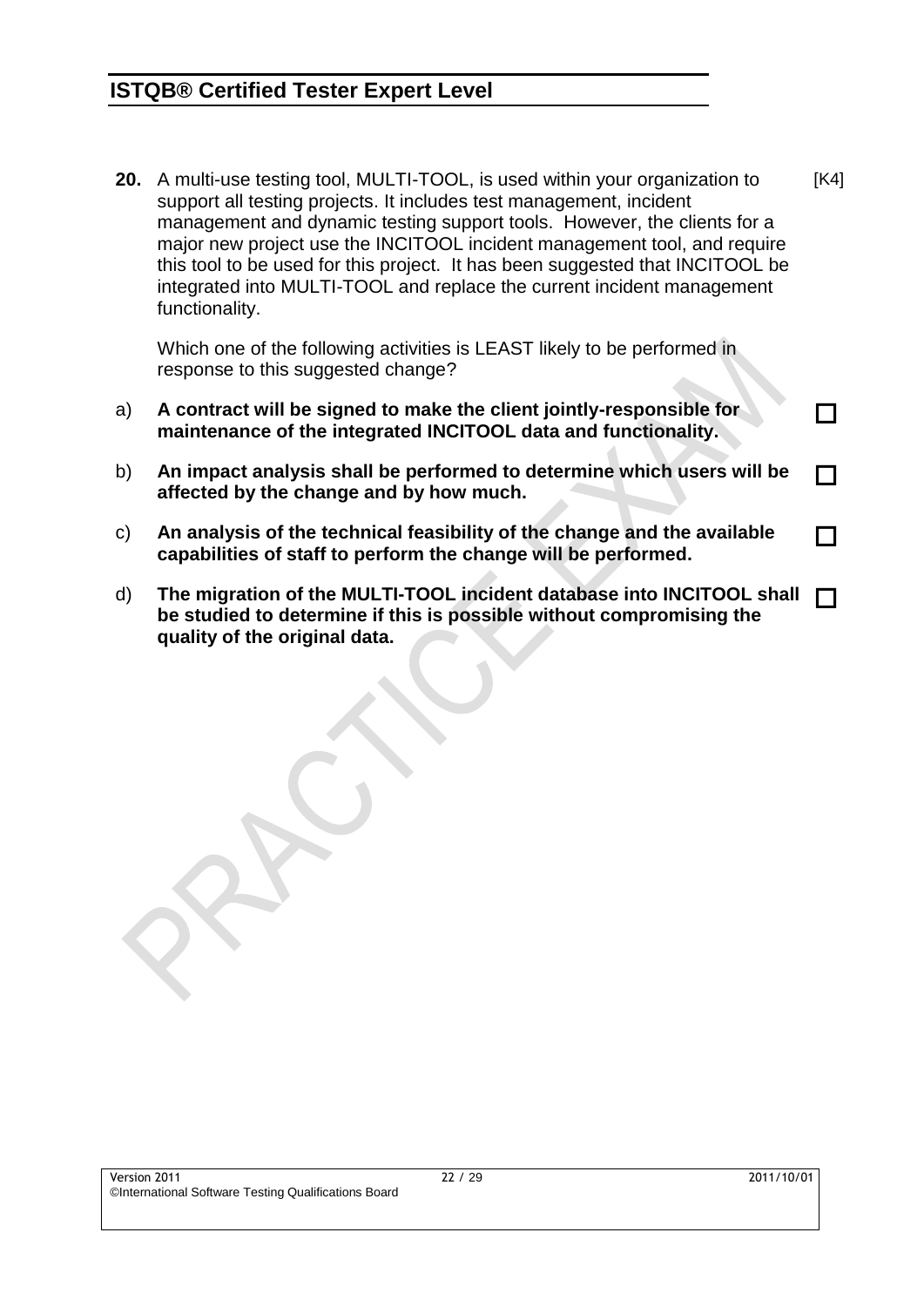**20.** A multi-use testing tool, MULTI-TOOL, is used within your organization to support all testing projects. It includes test management, incident management and dynamic testing support tools. However, the clients for a major new project use the INCITOOL incident management tool, and require this tool to be used for this project. It has been suggested that INCITOOL be integrated into MULTI-TOOL and replace the current incident management functionality. [K4]

Which one of the following activities is LEAST likely to be performed in response to this suggested change?

a) **A contract will be signed to make the client jointly-responsible for maintenance of the integrated INCITOOL data and functionality.** ☐

b) **An impact analysis shall be performed to determine which users will be affected by the change and by how much.** ☐

c) **An analysis of the technical feasibility of the change and the available capabilities of staff to perform the change will be performed.** ☐

d) **The migration of the MULTI-TOOL incident database into INCITOOL shall be studied to determine if this is possible without compromising the quality of the original data.** ☐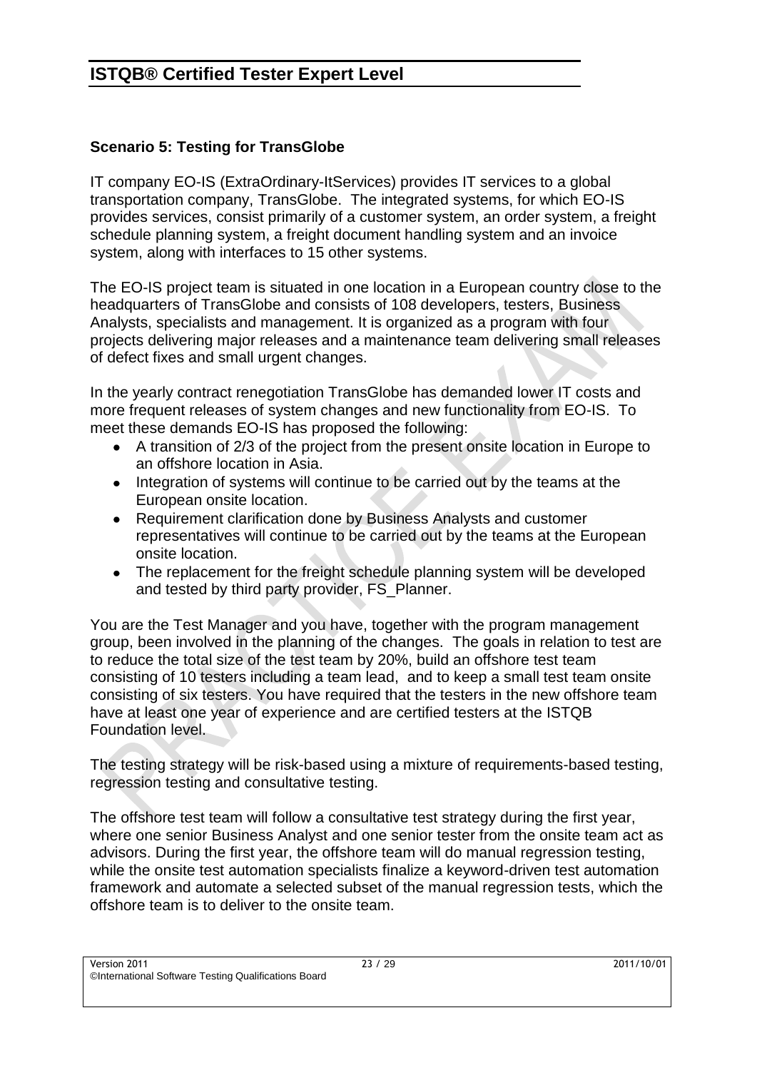### Scenario 5: Testing for TransGlobe

IT company EO-IS (ExtraOrdinary-ItServices) provides IT services to a global transportation company, TransGlobe. The integrated systems, for which EO-IS provides services, consist primarily of a customer system, an order system, a freight schedule planning system, a freight document handling system and an invoice system, along with interfaces to 15 other systems.

The EO-IS project team is situated in one location in a European country close to the headquarters of TransGlobe and consists of 108 developers, testers, Business Analysts, specialists and management. It is organized as a program with four projects delivering major releases and a maintenance team delivering small releases of defect fixes and small urgent changes.

In the yearly contract renegotiation TransGlobe has demanded lower IT costs and more frequent releases of system changes and new functionality from EO-IS. To meet these demands EO-IS has proposed the following:

- A transition of 2/3 of the project from the present onsite location in Europe to an offshore location in Asia.
- Integration of systems will continue to be carried out by the teams at the European onsite location.
- Requirement clarification done by Business Analysts and customer representatives will continue to be carried out by the teams at the European onsite location.
- The replacement for the freight schedule planning system will be developed and tested by third party provider, FS_Planner.

You are the Test Manager and you have, together with the program management group, been involved in the planning of the changes. The goals in relation to test are to reduce the total size of the test team by 20%, build an offshore test team consisting of 10 testers including a team lead, and to keep a small test team onsite consisting of six testers. You have required that the testers in the new offshore team have at least one year of experience and are certified testers at the ISTQB Foundation level.

The testing strategy will be risk-based using a mixture of requirements-based testing, regression testing and consultative testing.

The offshore test team will follow a consultative test strategy during the first year, where one senior Business Analyst and one senior tester from the onsite team act as advisors. During the first year, the offshore team will do manual regression testing, while the onsite test automation specialists finalize a keyword-driven test automation framework and automate a selected subset of the manual regression tests, which the offshore team is to deliver to the onsite team.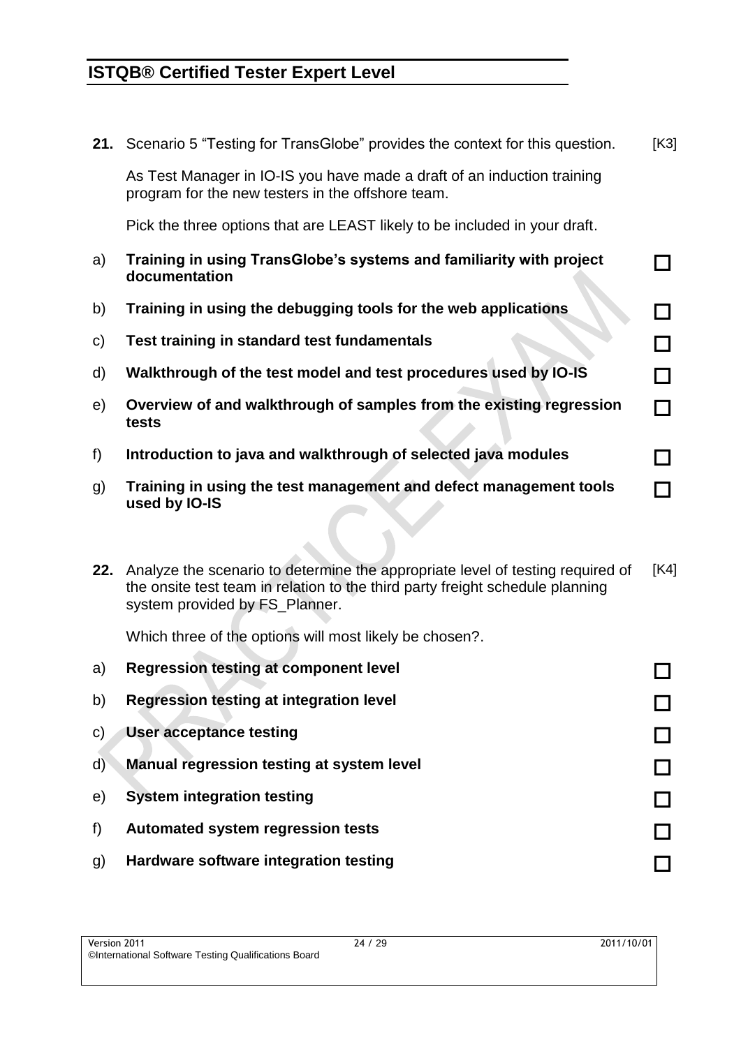**21.** Scenario 5 “Testing for TransGlobe” provides the context for this question. [K3]

As Test Manager in IO-IS you have made a draft of an induction training program for the new testers in the offshore team.

Pick the three options that are LEAST likely to be included in your draft.

| | | |
|---|---|---|
| a) | **Training in using TransGlobe’s systems and familiarity with project documentation** | ☐ |
| b) | **Training in using the debugging tools for the web applications** | ☐ |
| c) | **Test training in standard test fundamentals** | ☐ |
| d) | **Walkthrough of the test model and test procedures used by IO-IS** | ☐ |
| e) | **Overview of and walkthrough of samples from the existing regression tests** | ☐ |
| f) | **Introduction to java and walkthrough of selected java modules** | ☐ |
| g) | **Training in using the test management and defect management tools used by IO-IS** | ☐ |

**22.** Analyze the scenario to determine the appropriate level of testing required of the onsite test team in relation to the third party freight schedule planning system provided by FS_Planner. [K4]

Which three of the options will most likely be chosen?.

| | | |
|---|---|---|
| a) | **Regression testing at component level** | ☐ |
| b) | **Regression testing at integration level** | ☐ |
| c) | **User acceptance testing** | ☐ |
| d) | **Manual regression testing at system level** | ☐ |
| e) | **System integration testing** | ☐ |
| f) | **Automated system regression tests** | ☐ |
| g) | **Hardware software integration testing** | ☐ |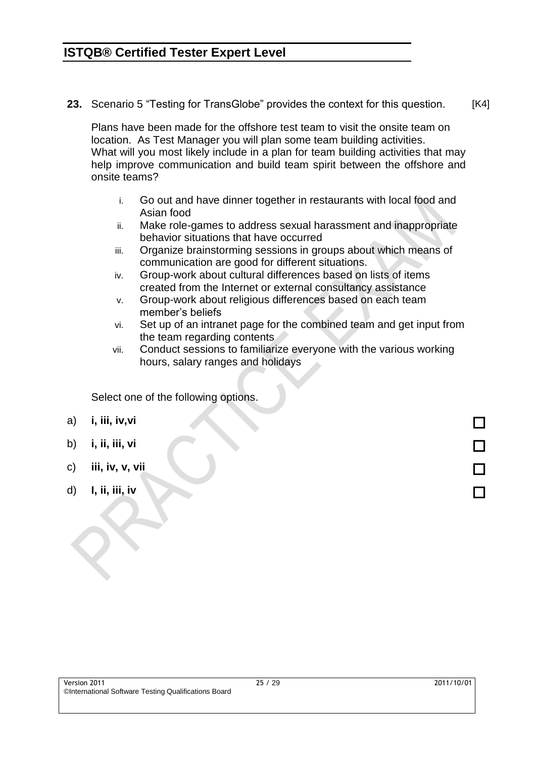**23.** Scenario 5 "Testing for TransGlobe" provides the context for this question. [K4]

Plans have been made for the offshore test team to visit the onsite team on location. As Test Manager you will plan some team building activities. What will you most likely include in a plan for team building activities that may help improve communication and build team spirit between the offshore and onsite teams?

i. Go out and have dinner together in restaurants with local food and Asian food
ii. Make role-games to address sexual harassment and inappropriate behavior situations that have occurred
iii. Organize brainstorming sessions in groups about which means of communication are good for different situations.
iv. Group-work about cultural differences based on lists of items created from the Internet or external consultancy assistance
v. Group-work about religious differences based on each team member's beliefs
vi. Set up of an intranet page for the combined team and get input from the team regarding contents
vii. Conduct sessions to familiarize everyone with the various working hours, salary ranges and holidays

Select one of the following options.

a) **i, iii, iv,vi** ☐

b) **i, ii, iii, vi** ☐

c) **iii, iv, v, vii** ☐

d) **I, ii, iii, iv** ☐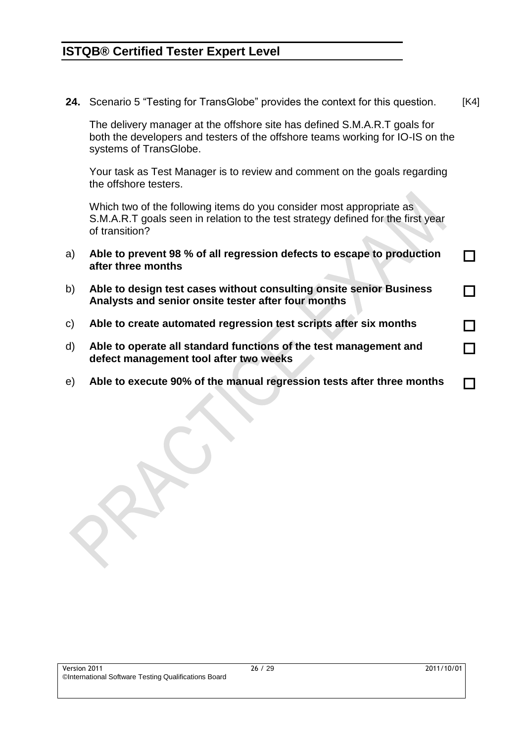**24.** Scenario 5 "Testing for TransGlobe" provides the context for this question. [K4]

The delivery manager at the offshore site has defined S.M.A.R.T goals for both the developers and testers of the offshore teams working for IO-IS on the systems of TransGlobe.

Your task as Test Manager is to review and comment on the goals regarding the offshore testers.

Which two of the following items do you consider most appropriate as S.M.A.R.T goals seen in relation to the test strategy defined for the first year of transition?

a) **Able to prevent 98 % of all regression defects to escape to production after three months** ☐

b) **Able to design test cases without consulting onsite senior Business Analysts and senior onsite tester after four months** ☐

c) **Able to create automated regression test scripts after six months** ☐

d) **Able to operate all standard functions of the test management and defect management tool after two weeks** ☐

e) **Able to execute 90% of the manual regression tests after three months** ☐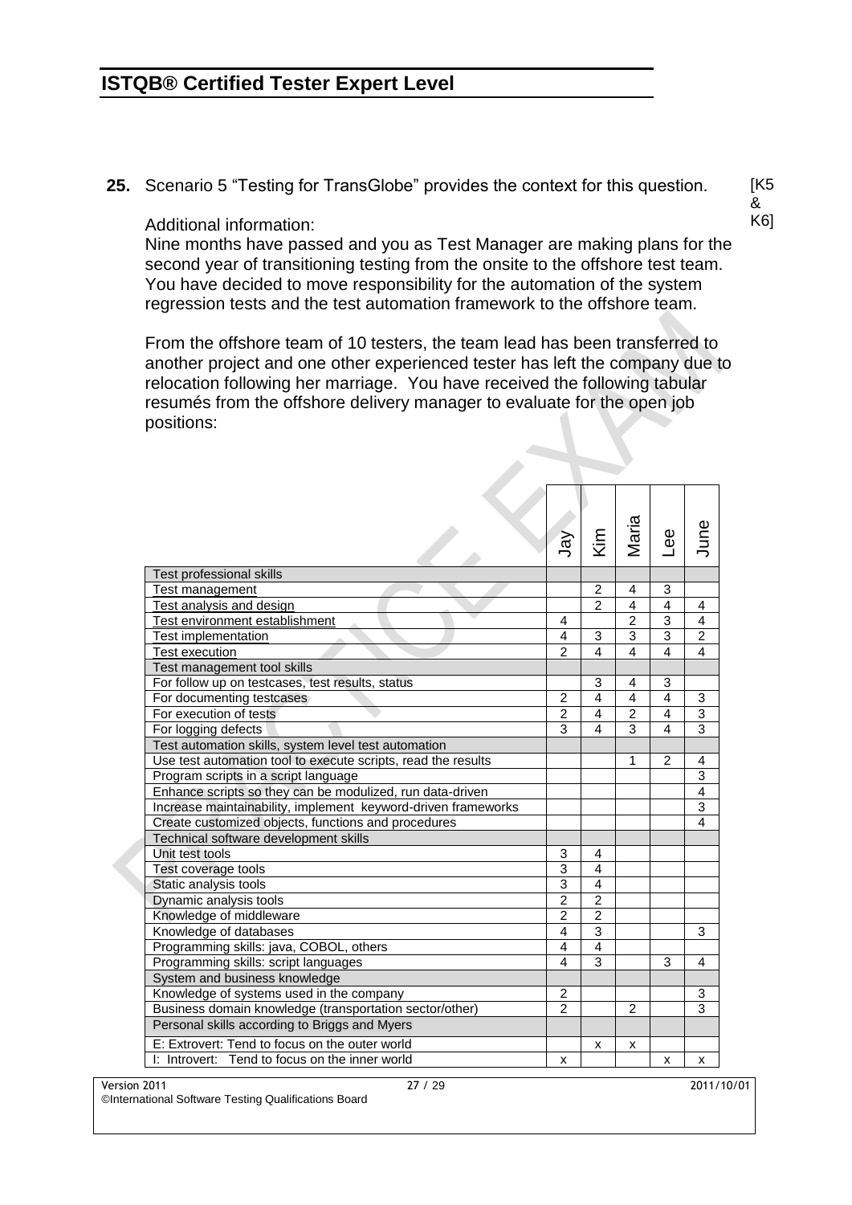**25.** Scenario 5 "Testing for TransGlobe" provides the context for this question. [K5 & K6]

Additional information:
Nine months have passed and you as Test Manager are making plans for the second year of transitioning testing from the onsite to the offshore test team. You have decided to move responsibility for the automation of the system regression tests and the test automation framework to the offshore team.

From the offshore team of 10 testers, the team lead has been transferred to another project and one other experienced tester has left the company due to relocation following her marriage. You have received the following tabular resumés from the offshore delivery manager to evaluate for the open job positions:

| | Jay | Kim | Maria | Lee | June |
|---|---|---|---|---|---|
| **Test professional skills** | | | | | |
| Test management | | 2 | 4 | 3 | |
| Test analysis and design | | 2 | 4 | 4 | 4 |
| Test environment establishment | 4 | | 2 | 3 | 4 |
| Test implementation | 4 | 3 | 3 | 3 | 2 |
| Test execution | 2 | 4 | 4 | 4 | 4 |
| **Test management tool skills** | | | | | |
| For follow up on testcases, test results, status | | 3 | 4 | 3 | |
| For documenting testcases | 2 | 4 | 4 | 4 | 3 |
| For execution of tests | 2 | 4 | 2 | 4 | 3 |
| For logging defects | 3 | 4 | 3 | 4 | 3 |
| **Test automation skills, system level test automation** | | | | | |
| Use test automation tool to execute scripts, read the results | | | 1 | 2 | 4 |
| Program scripts in a script language | | | | | 3 |
| Enhance scripts so they can be modulized, run data-driven | | | | | 4 |
| Increase maintainability, implement keyword-driven frameworks | | | | | 3 |
| Create customized objects, functions and procedures | | | | | 4 |
| **Technical software development skills** | | | | | |
| Unit test tools | 3 | 4 | | | |
| Test coverage tools | 3 | 4 | | | |
| Static analysis tools | 3 | 4 | | | |
| Dynamic analysis tools | 2 | 2 | | | |
| Knowledge of middleware | 2 | 2 | | | |
| Knowledge of databases | 4 | 3 | | | 3 |
| Programming skills: java, COBOL, others | 4 | 4 | | | |
| Programming skills: script languages | 4 | 3 | | 3 | 4 |
| **System and business knowledge** | | | | | |
| Knowledge of systems used in the company | 2 | | | | 3 |
| Business domain knowledge (transportation sector/other) | 2 | | 2 | | 3 |
| **Personal skills according to Briggs and Myers** | | | | | |
| E: Extrovert: Tend to focus on the outer world | | x | x | | |
| I: Introvert: Tend to focus on the inner world | x | | | x | x |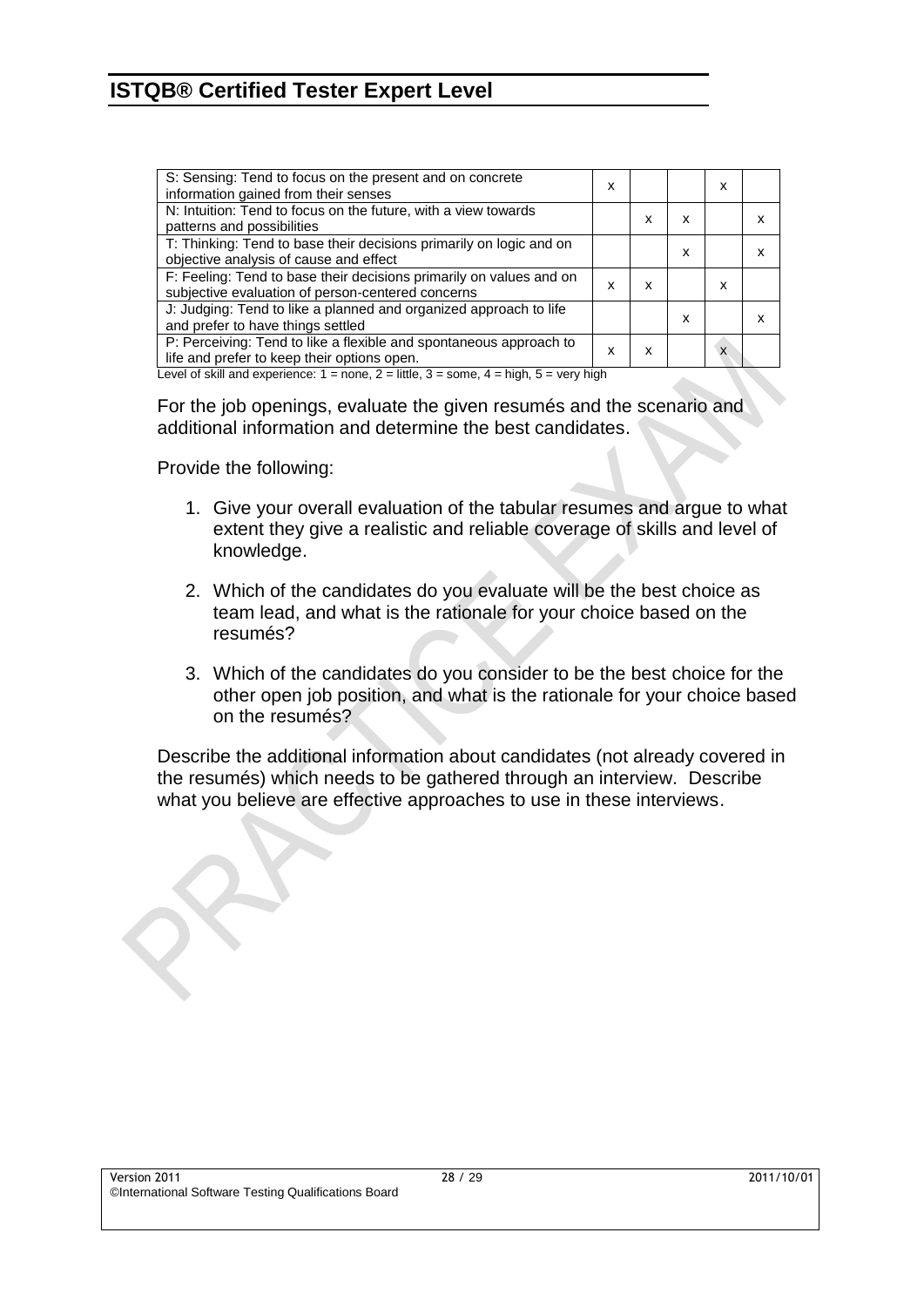| | | | | | |
|---|---|---|---|---|---|
| S: Sensing: Tend to focus on the present and on concrete information gained from their senses | x | | | x | |
| N: Intuition: Tend to focus on the future, with a view towards patterns and possibilities | | x | x | | x |
| T: Thinking: Tend to base their decisions primarily on logic and on objective analysis of cause and effect | | | x | | x |
| F: Feeling: Tend to base their decisions primarily on values and on subjective evaluation of person-centered concerns | x | x | | x | |
| J: Judging: Tend to like a planned and organized approach to life and prefer to have things settled | | | x | | x |
| P: Perceiving: Tend to like a flexible and spontaneous approach to life and prefer to keep their options open. | x | x | | x | |

Level of skill and experience: 1 = none, 2 = little, 3 = some, 4 = high, 5 = very high

For the job openings, evaluate the given resumés and the scenario and additional information and determine the best candidates.

Provide the following:

1. Give your overall evaluation of the tabular resumes and argue to what extent they give a realistic and reliable coverage of skills and level of knowledge.

2. Which of the candidates do you evaluate will be the best choice as team lead, and what is the rationale for your choice based on the resumés?

3. Which of the candidates do you consider to be the best choice for the other open job position, and what is the rationale for your choice based on the resumés?

Describe the additional information about candidates (not already covered in the resumés) which needs to be gathered through an interview. Describe what you believe are effective approaches to use in these interviews.